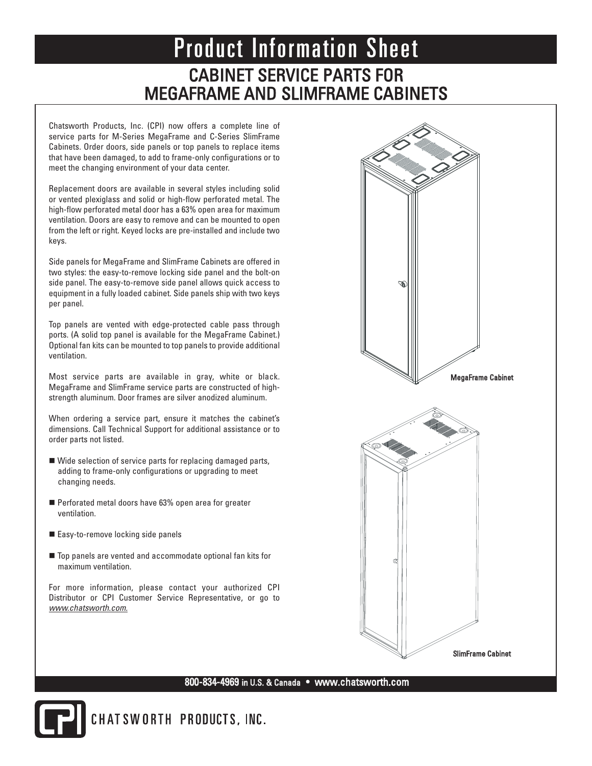# Product Information Sheet

## CABINET SERVICE PARTS FOR MEGAFRAME AND SLIMFRAME CABINETS

Chatsworth Products, Inc. (CPI) now offers a complete line of service parts for M-Series MegaFrame and C-Series SlimFrame Cabinets. Order doors, side panels or top panels to replace items that have been damaged, to add to frame-only configurations or to meet the changing environment of your data center.

Replacement doors are available in several styles including solid or vented plexiglass and solid or high-flow perforated metal. The high-flow perforated metal door has a 63% open area for maximum ventilation. Doors are easy to remove and can be mounted to open from the left or right. Keyed locks are pre-installed and include two keys.

Side panels for MegaFrame and SlimFrame Cabinets are offered in two styles: the easy-to-remove locking side panel and the bolt-on side panel. The easy-to-remove side panel allows quick access to equipment in a fully loaded cabinet. Side panels ship with two keys per panel.

Top panels are vented with edge-protected cable pass through ports. (A solid top panel is available for the MegaFrame Cabinet.) Optional fan kits can be mounted to top panels to provide additional ventilation.

Most service parts are available in gray, white or black. MegaFrame and SlimFrame service parts are constructed of high-strength aluminum. Door frames are silver anodized aluminum.

When ordering a service part, ensure it matches the cabinet's dimensions. Call Technical Support for additional assistance or to order parts not listed.

- Wide selection of service parts for replacing damaged parts, adding to frame-only configurations or upgrading to meet changing needs.
- Perforated metal doors have 63% open area for greater ventilation.
- Easy-to-remove locking side panels
- Top panels are vented and accommodate optional fan kits for maximum ventilation.

For more information, please contact your authorized CPI Distributor or CPI Customer Service Representative, or go to *www.chatsworth.com.*

MegaFrame Cabinet

SlimFrame Cabinet

**800-834-4969** in U.S. & Canada • www.chatsworth.com

CHATSWORTH PRODUCTS, INC.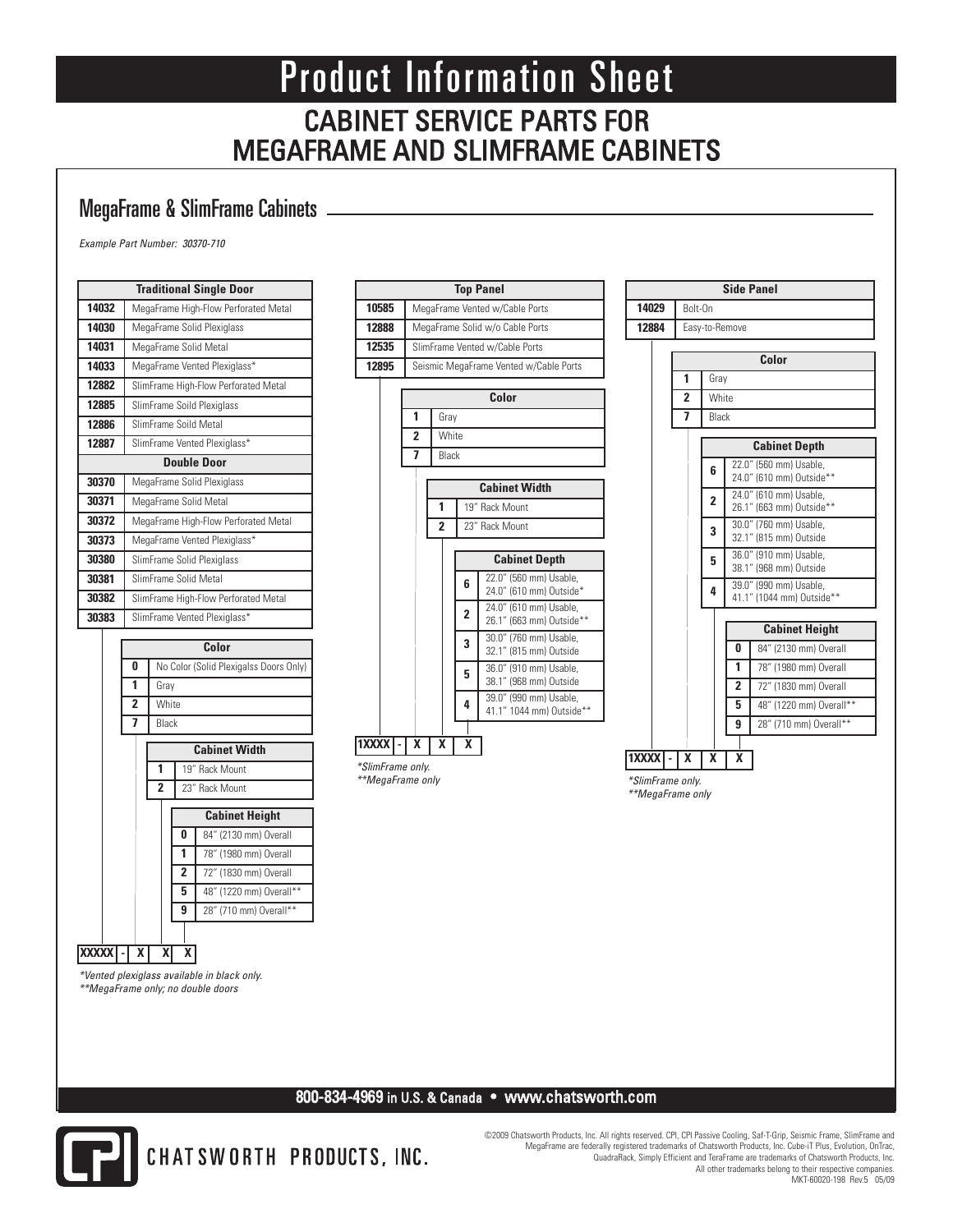# Product Information Sheet

## CABINET SERVICE PARTS FOR MEGAFRAME AND SLIMFRAME CABINETS

### MegaFrame & SlimFrame Cabinets

*Example Part Number: 30370-710*

| Traditional Single Door | |
|---|---|
| **14032** | MegaFrame High-Flow Perforated Metal |
| **14030** | MegaFrame Solid Plexiglass |
| **14031** | MegaFrame Solid Metal |
| **14033** | MegaFrame Vented Plexiglass* |
| **12882** | SlimFrame High-Flow Perforated Metal |
| **12885** | SlimFrame Soild Plexiglass |
| **12886** | SlimFrame Solid Metal |
| **12887** | SlimFrame Vented Plexiglass* |
| **Double Door** | |
| **30370** | MegaFrame Solid Plexiglass |
| **30371** | MegaFrame Solid Metal |
| **30372** | MegaFrame High-Flow Perforated Metal |
| **30373** | MegaFrame Vented Plexiglass* |
| **30380** | SlimFrame Solid Plexiglass |
| **30381** | SlimFrame Solid Metal |
| **30382** | SlimFrame High-Flow Perforated Metal |
| **30383** | SlimFrame Vented Plexiglass* |

| Color | |
|---|---|
| **0** | No Color (Solid Plexigalss Doors Only) |
| **1** | Gray |
| **2** | White |
| **7** | Black |

| Cabinet Width | |
|---|---|
| **1** | 19" Rack Mount |
| **2** | 23" Rack Mount |

| Cabinet Height | |
|---|---|
| **0** | 84" (2130 mm) Overall |
| **1** | 78" (1980 mm) Overall |
| **2** | 72" (1830 mm) Overall |
| **5** | 48" (1220 mm) Overall** |
| **9** | 28" (710 mm) Overall** |

**XXXXX - X X X**

*\*Vented plexiglass available in black only.*
*\*\*MegaFrame only; no double doors*

| Top Panel | |
|---|---|
| **10585** | MegaFrame Vented w/Cable Ports |
| **12888** | MegaFrame Solid w/o Cable Ports |
| **12535** | SlimFrame Vented w/Cable Ports |
| **12895** | Seismic MegaFrame Vented w/Cable Ports |

| Color | |
|---|---|
| **1** | Gray |
| **2** | White |
| **7** | Black |

| Cabinet Width | |
|---|---|
| **1** | 19" Rack Mount |
| **2** | 23" Rack Mount |

| Cabinet Depth | |
|---|---|
| **6** | 22.0" (560 mm) Usable, 24.0" (610 mm) Outside* |
| **2** | 24.0" (610 mm) Usable, 26.1" (663 mm) Outside** |
| **3** | 30.0" (760 mm) Usable, 32.1" (815 mm) Outside |
| **5** | 36.0" (910 mm) Usable, 38.1" (968 mm) Outside |
| **4** | 39.0" (990 mm) Usable, 41.1" 1044 mm) Outside** |

**1XXXX - X X X**

*\*SlimFrame only.*
*\*\*MegaFrame only*

| Side Panel | |
|---|---|
| **14029** | Bolt-On |
| **12884** | Easy-to-Remove |

| Color | |
|---|---|
| **1** | Gray |
| **2** | White |
| **7** | Black |

| Cabinet Depth | |
|---|---|
| **6** | 22.0" (560 mm) Usable, 24.0" (610 mm) Outside** |
| **2** | 24.0" (610 mm) Usable, 26.1" (663 mm) Outside** |
| **3** | 30.0" (760 mm) Usable, 32.1" (815 mm) Outside |
| **5** | 36.0" (910 mm) Usable, 38.1" (968 mm) Outside |
| **4** | 39.0" (990 mm) Usable, 41.1" (1044 mm) Outside** |

| Cabinet Height | |
|---|---|
| **0** | 84" (2130 mm) Overall |
| **1** | 78" (1980 mm) Overall |
| **2** | 72" (1830 mm) Overall |
| **5** | 48" (1220 mm) Overall** |
| **9** | 28" (710 mm) Overall** |

**1XXXX - X X X**

*\*SlimFrame only.*
*\*\*MegaFrame only*

**800-834-4969** in U.S. & Canada • **www.chatsworth.com**

CHATSWORTH PRODUCTS, INC.

©2009 Chatsworth Products, Inc. All rights reserved. CPI, CPI Passive Cooling, Saf-T-Grip, Seismic Frame, SlimFrame and MegaFrame are federally registered trademarks of Chatsworth Products, Inc. Cube-iT Plus, Evolution, OnTrac, QuadraRack, Simply Efficient and TeraFrame are trademarks of Chatsworth Products, Inc. All other trademarks belong to their respective companies.
MKT-60020-198 Rev.5 05/09